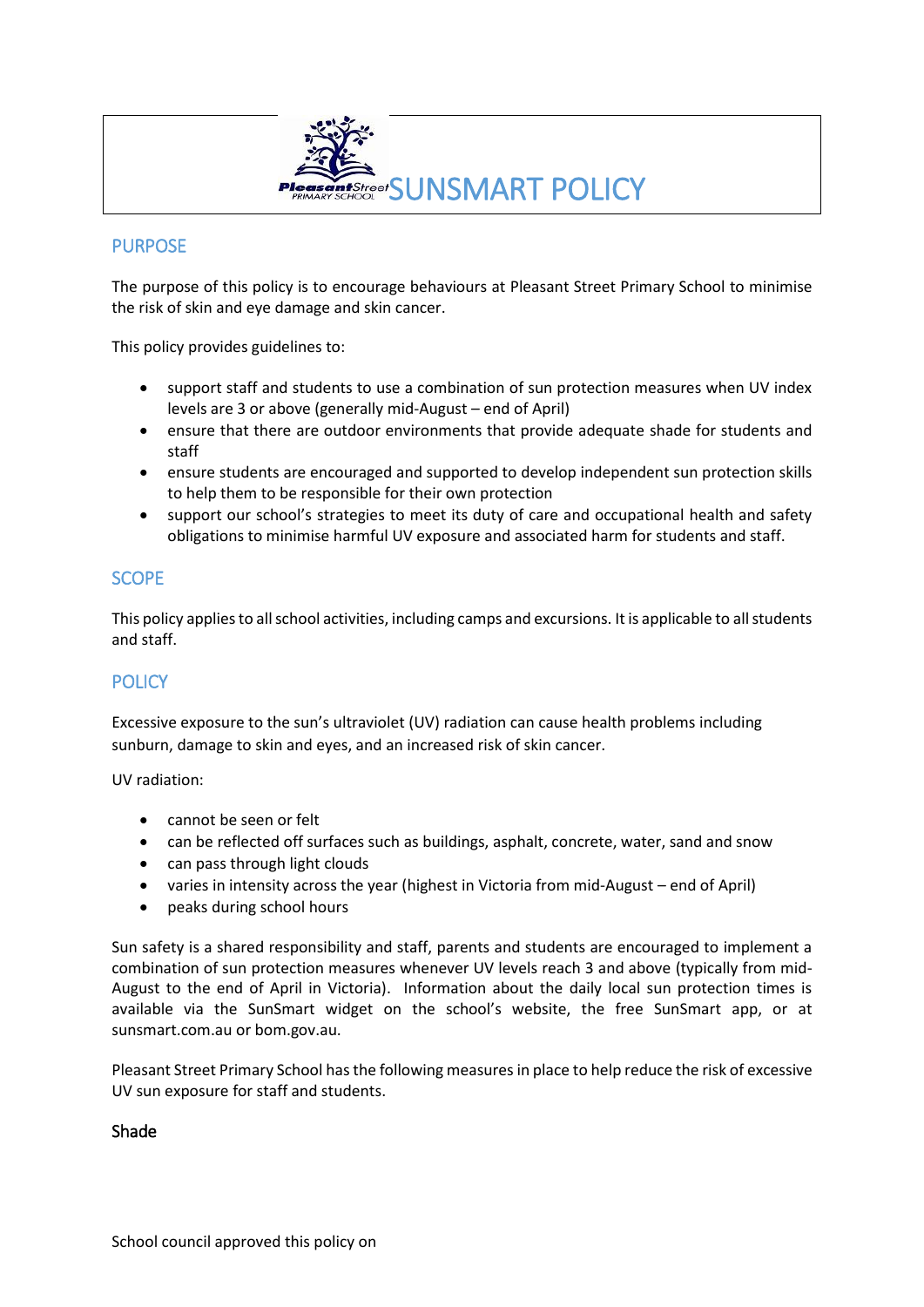# SUNSMART POLICY

## PURPOSE

The purpose of this policy is to encourage behaviours at Pleasant Street Primary School to minimise the risk of skin and eye damage and skin cancer.

This policy provides guidelines to:

- support staff and students to use a combination of sun protection measures when UV index levels are 3 or above (generally mid-August – end of April)
- ensure that there are outdoor environments that provide adequate shade for students and staff
- ensure students are encouraged and supported to develop independent sun protection skills to help them to be responsible for their own protection
- support our school's strategies to meet its duty of care and occupational health and safety obligations to minimise harmful UV exposure and associated harm for students and staff.

## SCOPE

This policy applies to all school activities, including camps and excursions. It is applicable to all students and staff.

## POLICY

Excessive exposure to the sun's ultraviolet (UV) radiation can cause health problems including sunburn, damage to skin and eyes, and an increased risk of skin cancer.

UV radiation:

- cannot be seen or felt
- can be reflected off surfaces such as buildings, asphalt, concrete, water, sand and snow
- can pass through light clouds
- varies in intensity across the year (highest in Victoria from mid-August – end of April)
- peaks during school hours

Sun safety is a shared responsibility and staff, parents and students are encouraged to implement a combination of sun protection measures whenever UV levels reach 3 and above (typically from mid-August to the end of April in Victoria). Information about the daily local sun protection times is available via the SunSmart widget on the school's website, the free SunSmart app, or at sunsmart.com.au or bom.gov.au.

Pleasant Street Primary School has the following measures in place to help reduce the risk of excessive UV sun exposure for staff and students.

### Shade

School council approved this policy on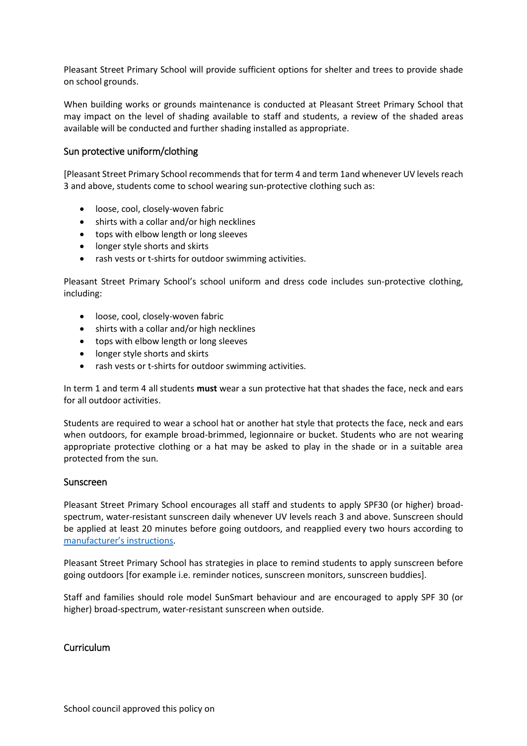Pleasant Street Primary School will provide sufficient options for shelter and trees to provide shade on school grounds.

When building works or grounds maintenance is conducted at Pleasant Street Primary School that may impact on the level of shading available to staff and students, a review of the shaded areas available will be conducted and further shading installed as appropriate.

## Sun protective uniform/clothing

[Pleasant Street Primary School recommends that for term 4 and term 1and whenever UV levels reach 3 and above, students come to school wearing sun-protective clothing such as:

- loose, cool, closely-woven fabric
- shirts with a collar and/or high necklines
- tops with elbow length or long sleeves
- longer style shorts and skirts
- rash vests or t-shirts for outdoor swimming activities.

Pleasant Street Primary School's school uniform and dress code includes sun-protective clothing, including:

- loose, cool, closely-woven fabric
- shirts with a collar and/or high necklines
- tops with elbow length or long sleeves
- longer style shorts and skirts
- rash vests or t-shirts for outdoor swimming activities.

In term 1 and term 4 all students **must** wear a sun protective hat that shades the face, neck and ears for all outdoor activities.

Students are required to wear a school hat or another hat style that protects the face, neck and ears when outdoors, for example broad-brimmed, legionnaire or bucket. Students who are not wearing appropriate protective clothing or a hat may be asked to play in the shade or in a suitable area protected from the sun.

## Sunscreen

Pleasant Street Primary School encourages all staff and students to apply SPF30 (or higher) broad-spectrum, water-resistant sunscreen daily whenever UV levels reach 3 and above. Sunscreen should be applied at least 20 minutes before going outdoors, and reapplied every two hours according to manufacturer's instructions.

Pleasant Street Primary School has strategies in place to remind students to apply sunscreen before going outdoors [for example i.e. reminder notices, sunscreen monitors, sunscreen buddies].

Staff and families should role model SunSmart behaviour and are encouraged to apply SPF 30 (or higher) broad-spectrum, water-resistant sunscreen when outside.

## Curriculum

School council approved this policy on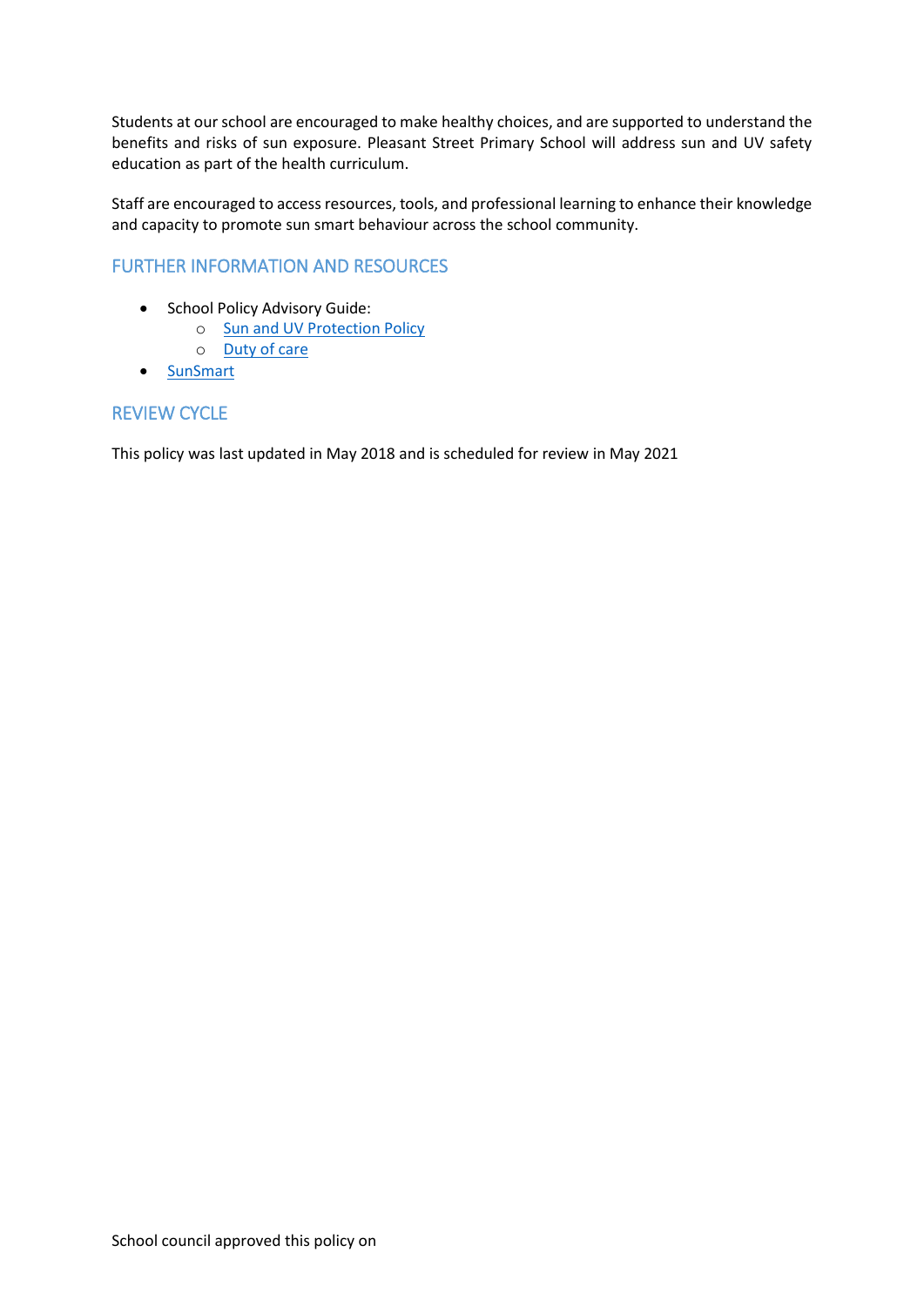Students at our school are encouraged to make healthy choices, and are supported to understand the benefits and risks of sun exposure. Pleasant Street Primary School will address sun and UV safety education as part of the health curriculum.

Staff are encouraged to access resources, tools, and professional learning to enhance their knowledge and capacity to promote sun smart behaviour across the school community.

## FURTHER INFORMATION AND RESOURCES

- School Policy Advisory Guide:
  - [Sun and UV Protection Policy]
  - [Duty of care]
- [SunSmart]

## REVIEW CYCLE

This policy was last updated in May 2018 and is scheduled for review in May 2021

School council approved this policy on